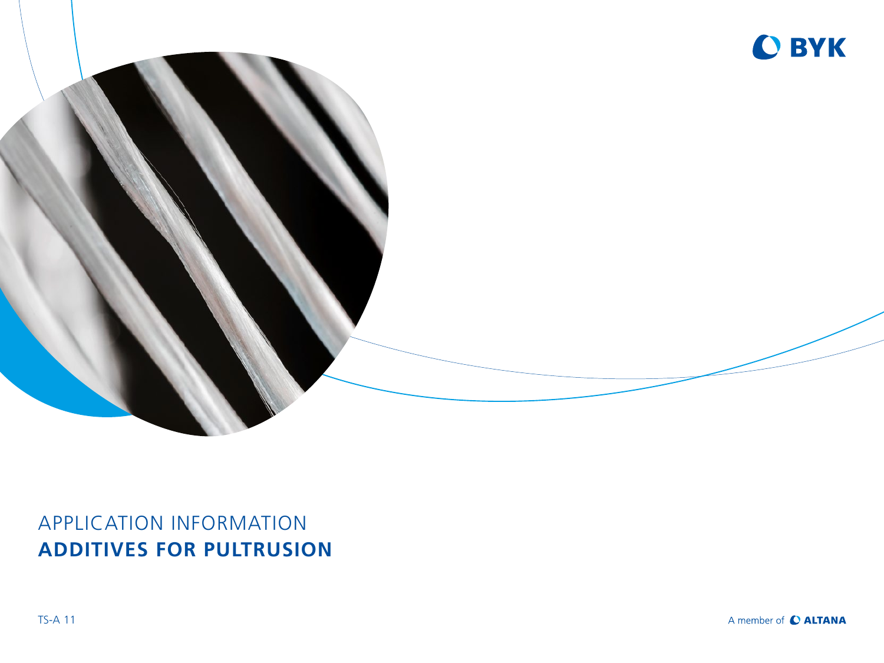BYK

APPLICATION INFORMATION

# ADDITIVES FOR PULTRUSION

TS-A 11

A member of ALTANA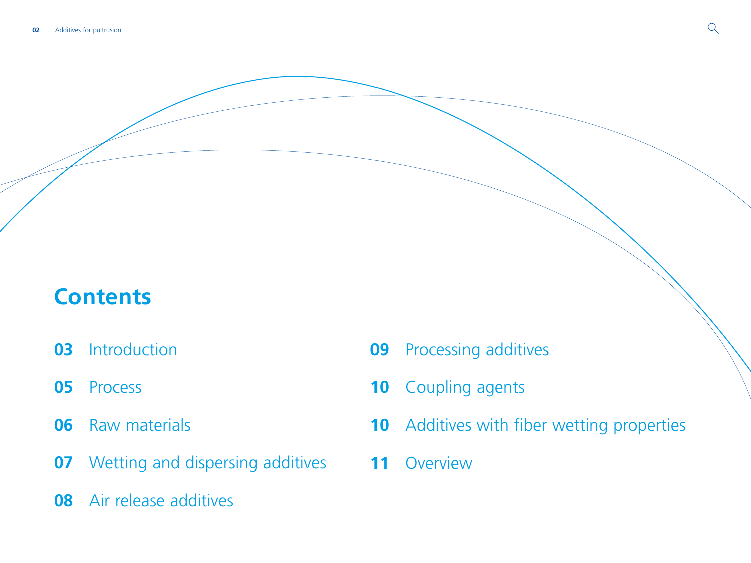## Contents

**03** Introduction

**05** Process

**06** Raw materials

**07** Wetting and dispersing additives

**08** Air release additives

**09** Processing additives

**10** Coupling agents

**10** Additives with fiber wetting properties

**11** Overview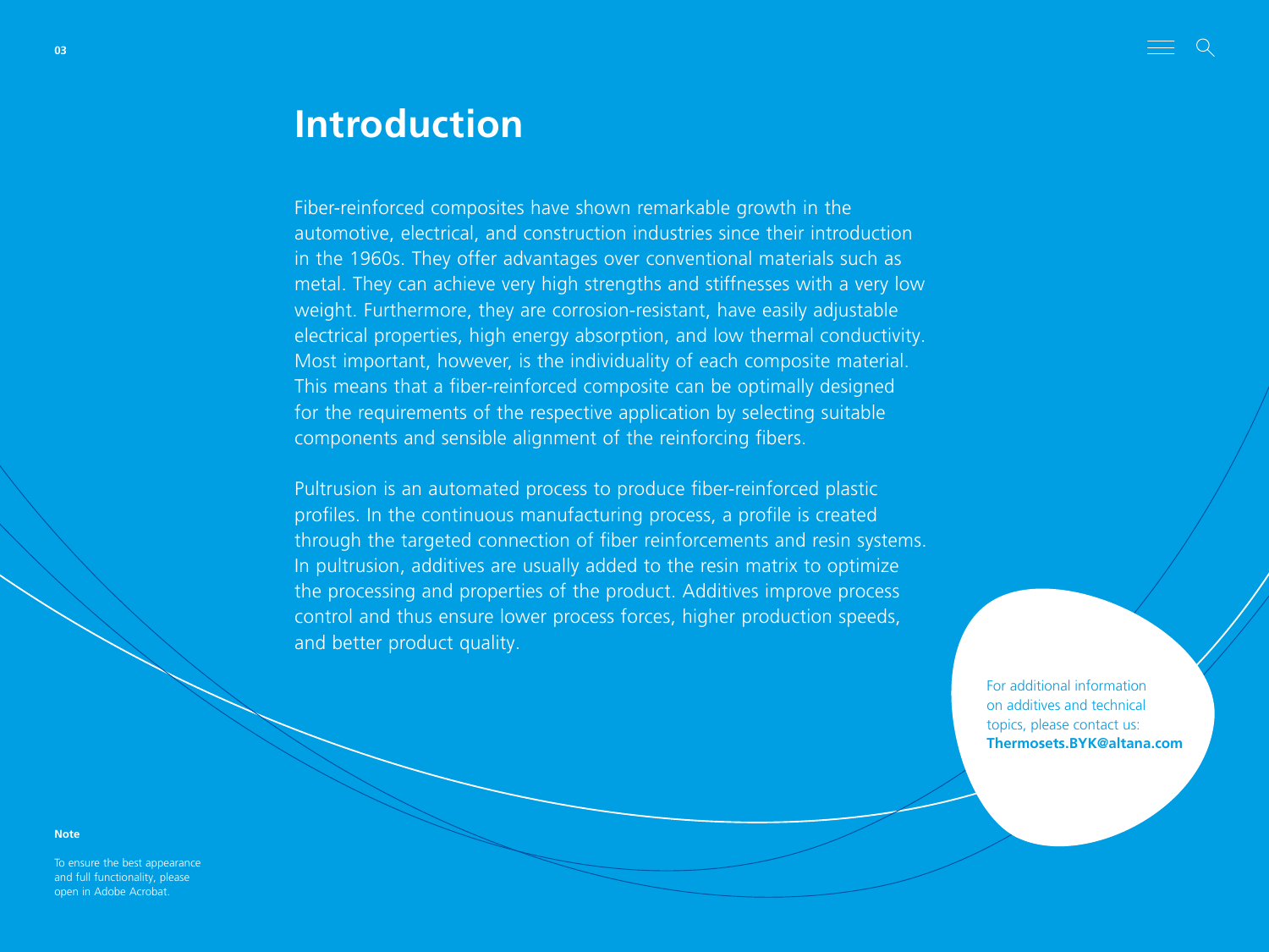# Introduction

Fiber-reinforced composites have shown remarkable growth in the automotive, electrical, and construction industries since their introduction in the 1960s. They offer advantages over conventional materials such as metal. They can achieve very high strengths and stiffnesses with a very low weight. Furthermore, they are corrosion-resistant, have easily adjustable electrical properties, high energy absorption, and low thermal conductivity. Most important, however, is the individuality of each composite material. This means that a fiber-reinforced composite can be optimally designed for the requirements of the respective application by selecting suitable components and sensible alignment of the reinforcing fibers.

Pultrusion is an automated process to produce fiber-reinforced plastic profiles. In the continuous manufacturing process, a profile is created through the targeted connection of fiber reinforcements and resin systems. In pultrusion, additives are usually added to the resin matrix to optimize the processing and properties of the product. Additives improve process control and thus ensure lower process forces, higher production speeds, and better product quality.

For additional information on additives and technical topics, please contact us: **Thermosets.BYK@altana.com**

**Note**

To ensure the best appearance and full functionality, please open in Adobe Acrobat.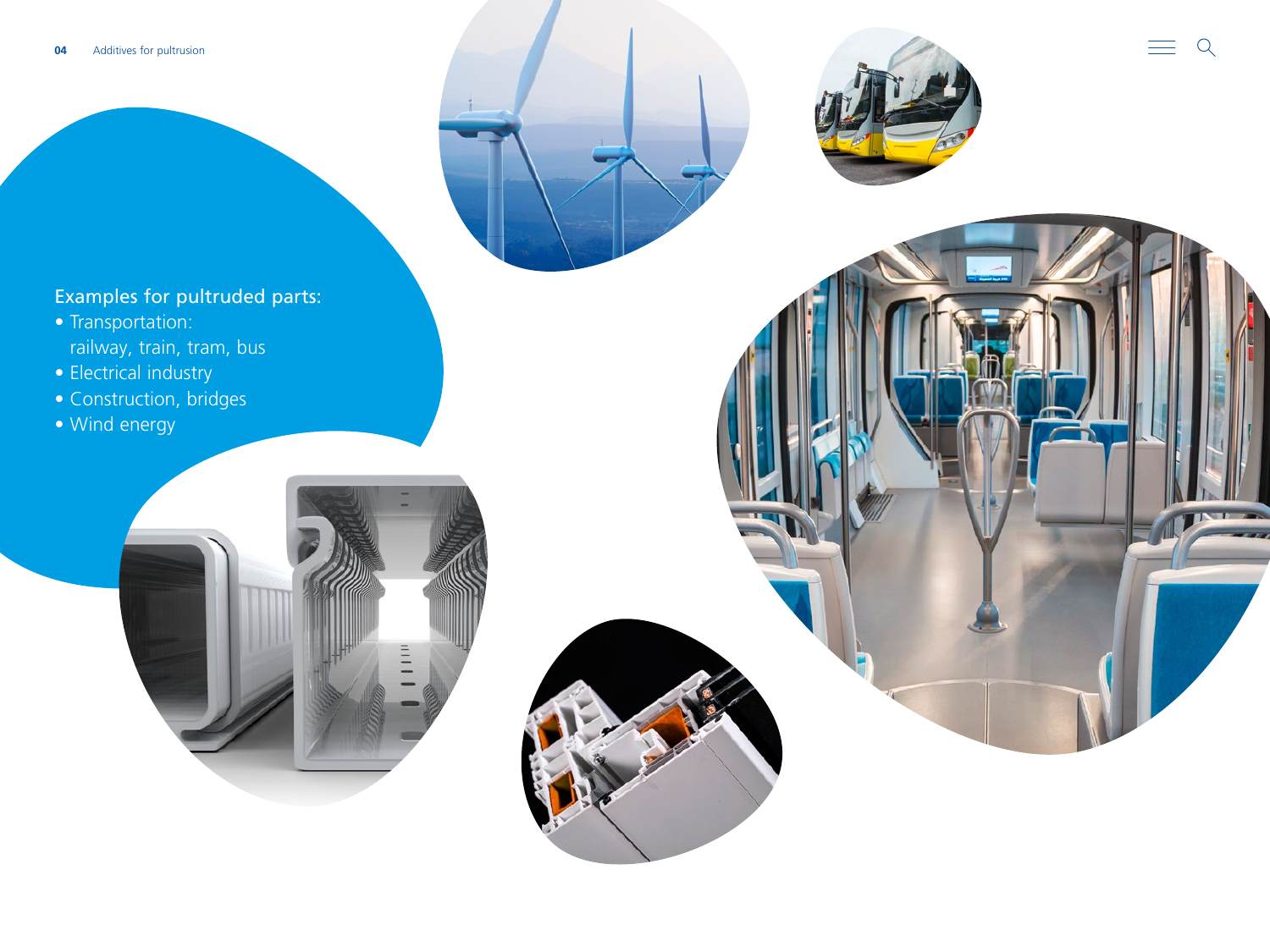Examples for pultruded parts:

- Transportation:
  railway, train, tram, bus
- Electrical industry
- Construction, bridges
- Wind energy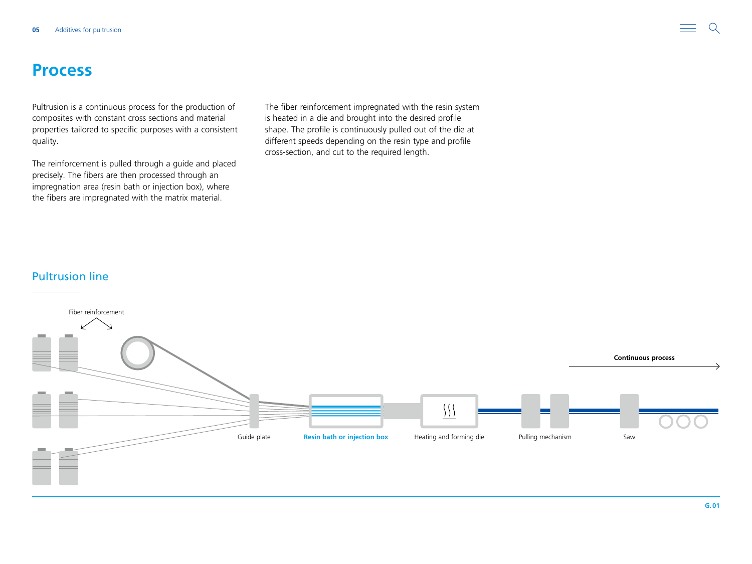# Process

Pultrusion is a continuous process for the production of composites with constant cross sections and material properties tailored to specific purposes with a consistent quality.

The reinforcement is pulled through a guide and placed precisely. The fibers are then processed through an impregnation area (resin bath or injection box), where the fibers are impregnated with the matrix material.

The fiber reinforcement impregnated with the resin system is heated in a die and brought into the desired profile shape. The profile is continuously pulled out of the die at different speeds depending on the resin type and profile cross-section, and cut to the required length.

## Pultrusion line

Fiber reinforcement

Continuous process

Guide plate

**Resin bath or injection box**

Heating and forming die

Pulling mechanism

Saw

G. 01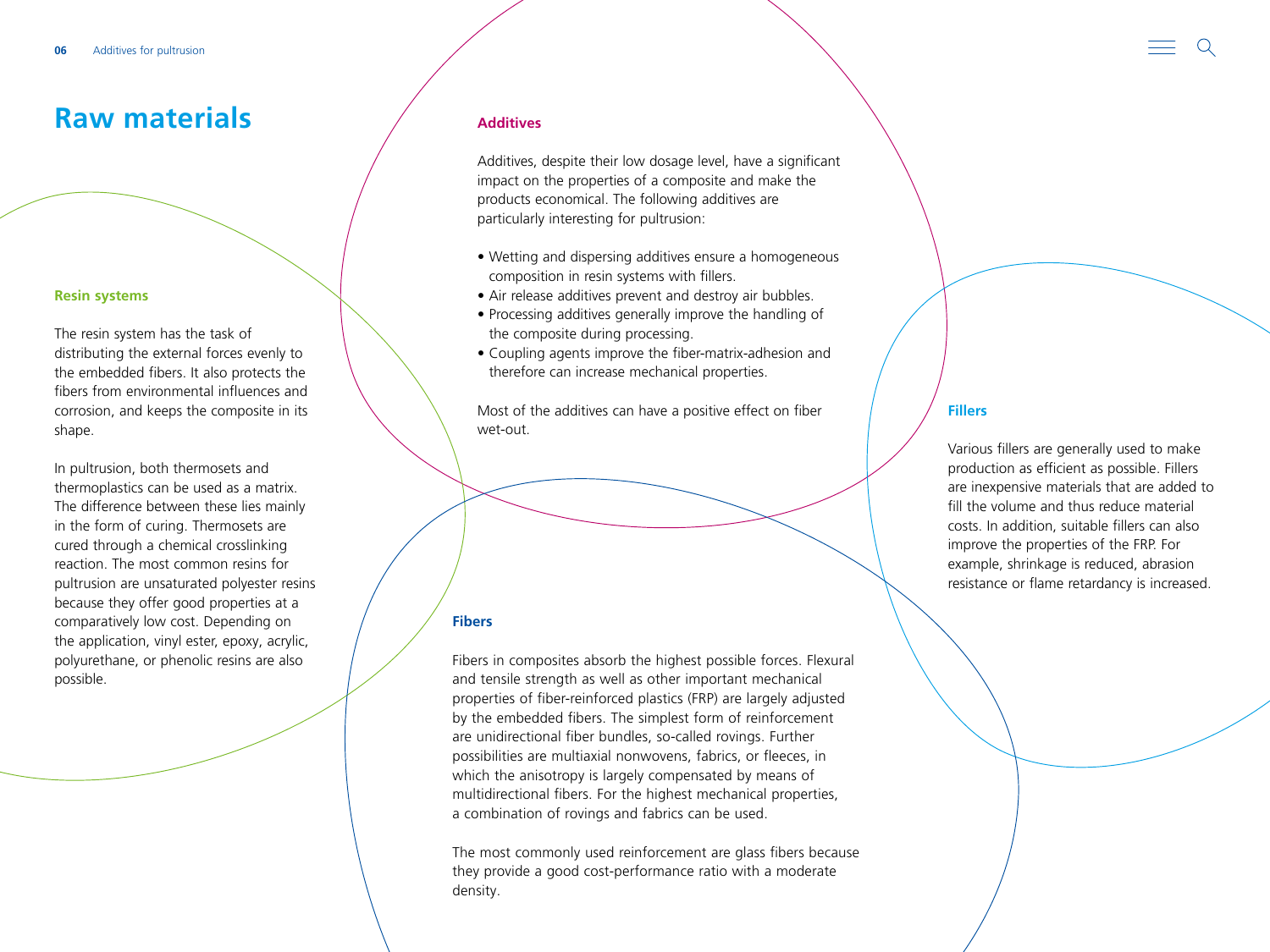# Raw materials

## Resin systems

The resin system has the task of distributing the external forces evenly to the embedded fibers. It also protects the fibers from environmental influences and corrosion, and keeps the composite in its shape.

In pultrusion, both thermosets and thermoplastics can be used as a matrix. The difference between these lies mainly in the form of curing. Thermosets are cured through a chemical crosslinking reaction. The most common resins for pultrusion are unsaturated polyester resins because they offer good properties at a comparatively low cost. Depending on the application, vinyl ester, epoxy, acrylic, polyurethane, or phenolic resins are also possible.

## Additives

Additives, despite their low dosage level, have a significant impact on the properties of a composite and make the products economical. The following additives are particularly interesting for pultrusion:

- Wetting and dispersing additives ensure a homogeneous composition in resin systems with fillers.
- Air release additives prevent and destroy air bubbles.
- Processing additives generally improve the handling of the composite during processing.
- Coupling agents improve the fiber-matrix-adhesion and therefore can increase mechanical properties.

Most of the additives can have a positive effect on fiber wet-out.

## Fillers

Various fillers are generally used to make production as efficient as possible. Fillers are inexpensive materials that are added to fill the volume and thus reduce material costs. In addition, suitable fillers can also improve the properties of the FRP. For example, shrinkage is reduced, abrasion resistance or flame retardancy is increased.

## Fibers

Fibers in composites absorb the highest possible forces. Flexural and tensile strength as well as other important mechanical properties of fiber-reinforced plastics (FRP) are largely adjusted by the embedded fibers. The simplest form of reinforcement are unidirectional fiber bundles, so-called rovings. Further possibilities are multiaxial nonwovens, fabrics, or fleeces, in which the anisotropy is largely compensated by means of multidirectional fibers. For the highest mechanical properties, a combination of rovings and fabrics can be used.

The most commonly used reinforcement are glass fibers because they provide a good cost-performance ratio with a moderate density.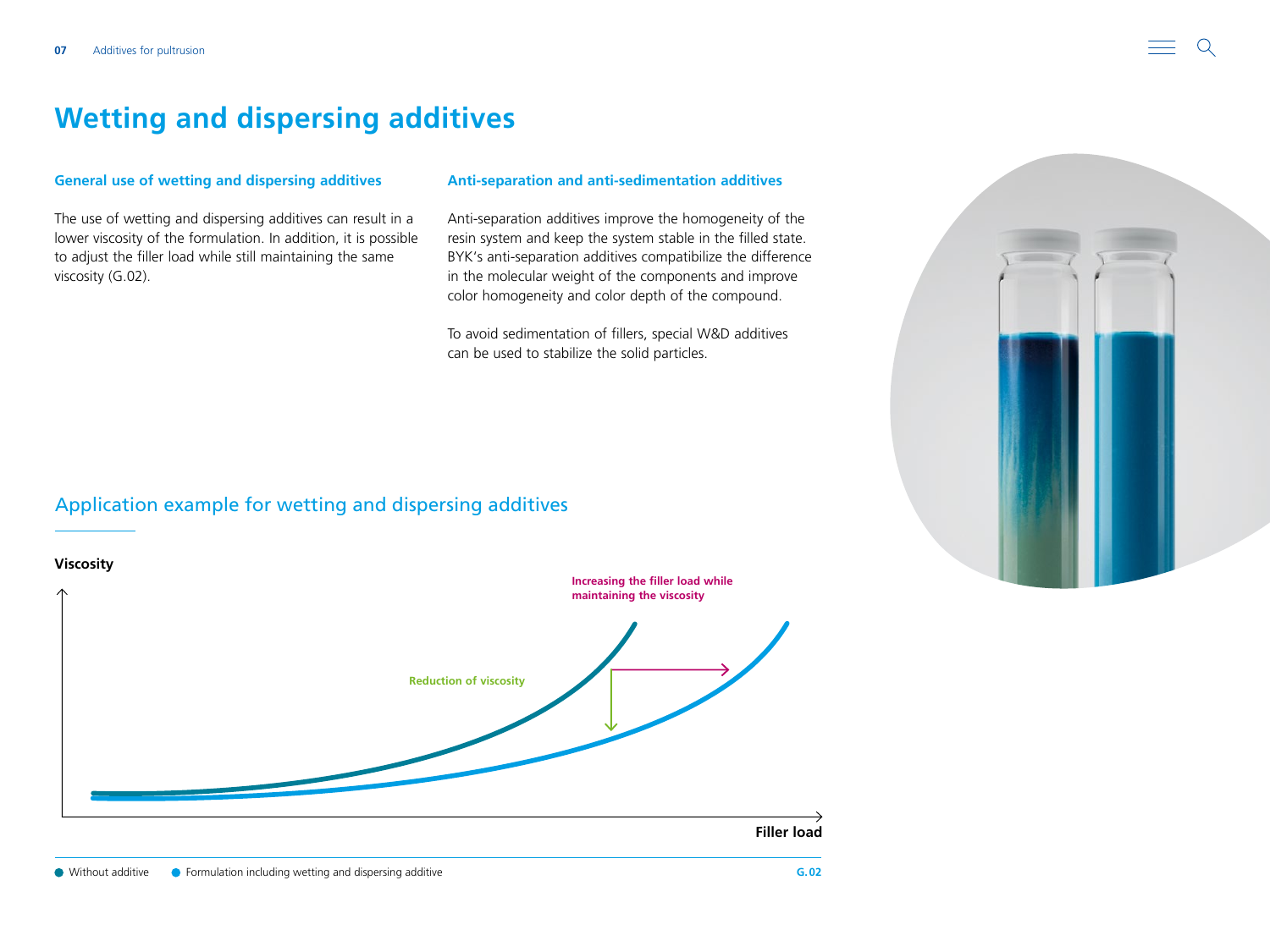# Wetting and dispersing additives

### General use of wetting and dispersing additives

The use of wetting and dispersing additives can result in a lower viscosity of the formulation. In addition, it is possible to adjust the filler load while still maintaining the same viscosity (G.02).

### Anti-separation and anti-sedimentation additives

Anti-separation additives improve the homogeneity of the resin system and keep the system stable in the filled state. BYK's anti-separation additives compatibilize the difference in the molecular weight of the components and improve color homogeneity and color depth of the compound.

To avoid sedimentation of fillers, special W&D additives can be used to stabilize the solid particles.

## Application example for wetting and dispersing additives

**Viscosity**

**Increasing the filler load while maintaining the viscosity**

**Reduction of viscosity**

**Filler load**

● Without additive ● Formulation including wetting and dispersing additive

G.02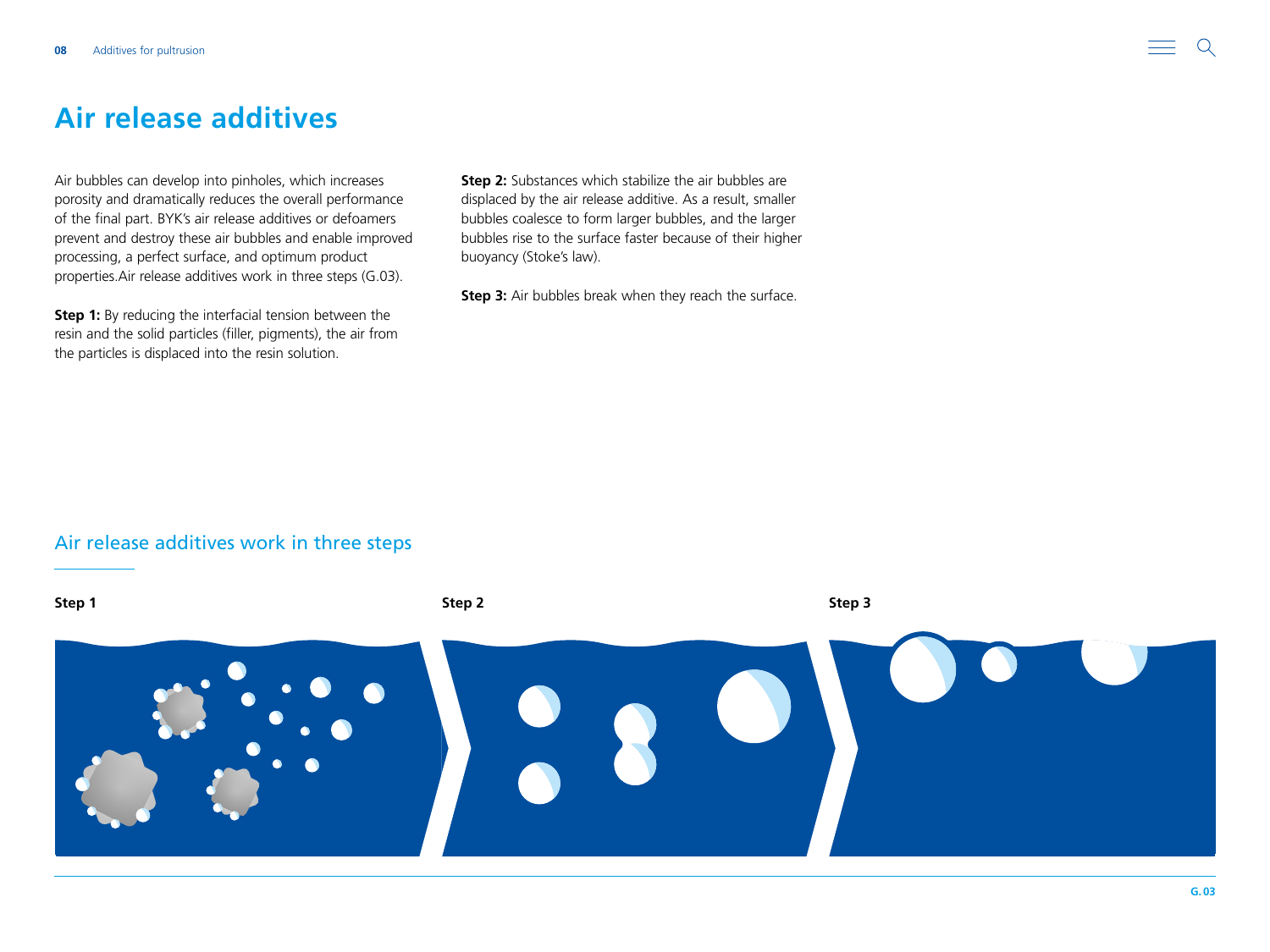# Air release additives

Air bubbles can develop into pinholes, which increases porosity and dramatically reduces the overall performance of the final part. BYK's air release additives or defoamers prevent and destroy these air bubbles and enable improved processing, a perfect surface, and optimum product properties.Air release additives work in three steps (G.03).

**Step 1:** By reducing the interfacial tension between the resin and the solid particles (filler, pigments), the air from the particles is displaced into the resin solution.

**Step 2:** Substances which stabilize the air bubbles are displaced by the air release additive. As a result, smaller bubbles coalesce to form larger bubbles, and the larger bubbles rise to the surface faster because of their higher buoyancy (Stoke's law).

**Step 3:** Air bubbles break when they reach the surface.

## Air release additives work in three steps

**Step 1** **Step 2** **Step 3**

G. 03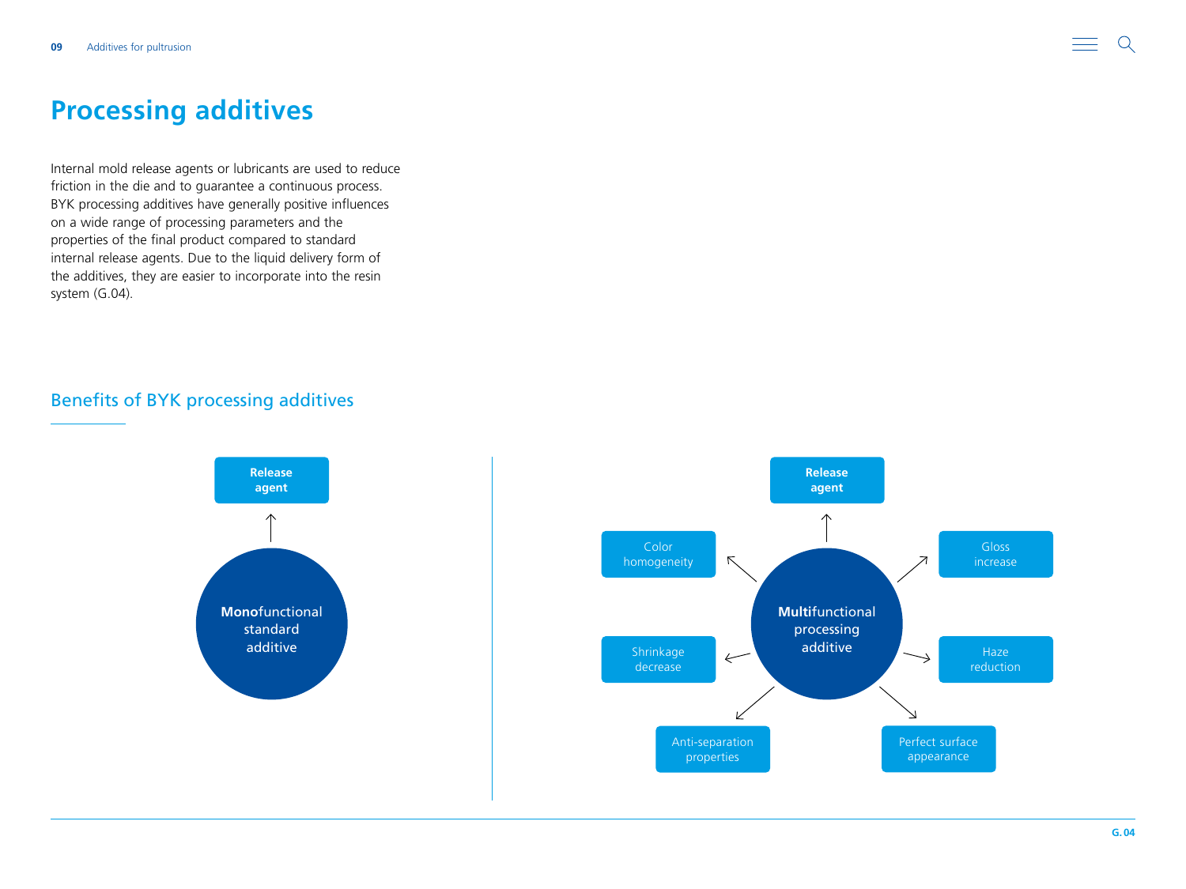# Processing additives

Internal mold release agents or lubricants are used to reduce friction in the die and to guarantee a continuous process. BYK processing additives have generally positive influences on a wide range of processing parameters and the properties of the final product compared to standard internal release agents. Due to the liquid delivery form of the additives, they are easier to incorporate into the resin system (G.04).

## Benefits of BYK processing additives

**Mono**functional standard additive
→ **Release agent**

**Multi**functional processing additive
→ **Release agent**
→ Color homogeneity
→ Gloss increase
→ Shrinkage decrease
→ Haze reduction
→ Anti-separation properties
→ Perfect surface appearance

G. 04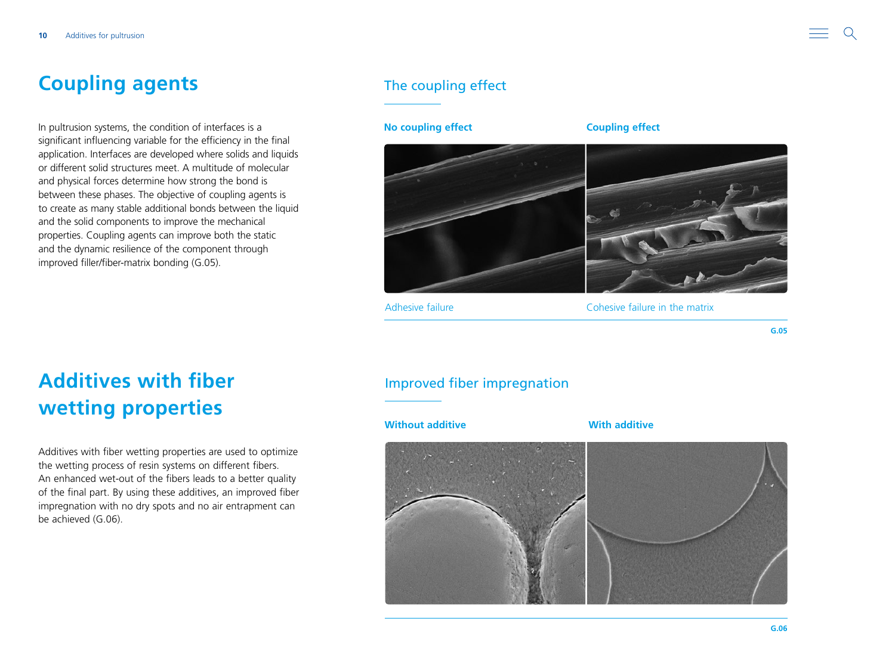# Coupling agents

In pultrusion systems, the condition of interfaces is a significant influencing variable for the efficiency in the final application. Interfaces are developed where solids and liquids or different solid structures meet. A multitude of molecular and physical forces determine how strong the bond is between these phases. The objective of coupling agents is to create as many stable additional bonds between the liquid and the solid components to improve the mechanical properties. Coupling agents can improve both the static and the dynamic resilience of the component through improved filler/fiber-matrix bonding (G.05).

## The coupling effect

**No coupling effect** | **Coupling effect**

Adhesive failure | Cohesive failure in the matrix

G.05

# Additives with fiber wetting properties

Additives with fiber wetting properties are used to optimize the wetting process of resin systems on different fibers. An enhanced wet-out of the fibers leads to a better quality of the final part. By using these additives, an improved fiber impregnation with no dry spots and no air entrapment can be achieved (G.06).

## Improved fiber impregnation

**Without additive** | **With additive**

G.06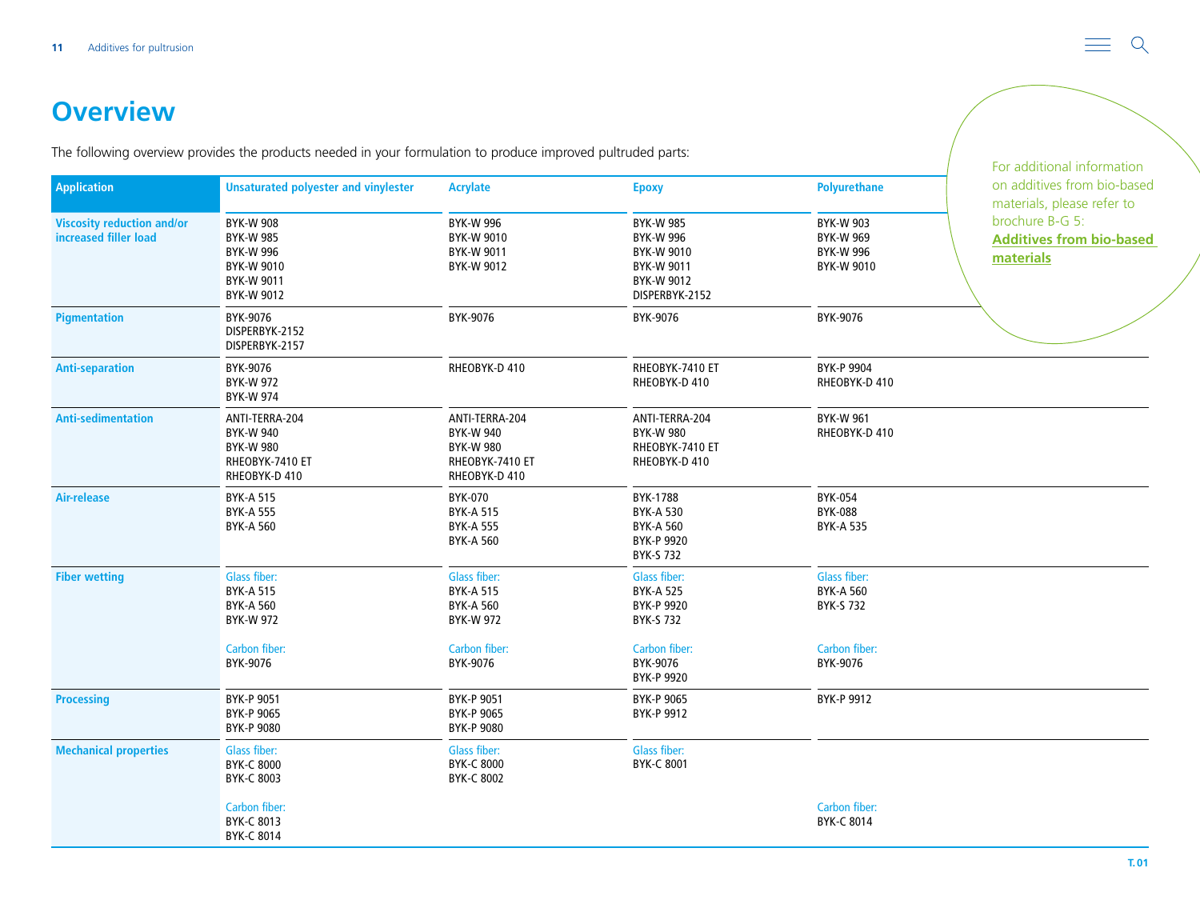# Overview

The following overview provides the products needed in your formulation to produce improved pultruded parts:

| Application | Unsaturated polyester and vinylester | Acrylate | Epoxy | Polyurethane |
| --- | --- | --- | --- | --- |
| Viscosity reduction and/or increased filler load | BYK-W 908<br>BYK-W 985<br>BYK-W 996<br>BYK-W 9010<br>BYK-W 9011<br>BYK-W 9012 | BYK-W 996<br>BYK-W 9010<br>BYK-W 9011<br>BYK-W 9012 | BYK-W 985<br>BYK-W 996<br>BYK-W 9010<br>BYK-W 9011<br>BYK-W 9012<br>DISPERBYK-2152 | BYK-W 903<br>BYK-W 969<br>BYK-W 996<br>BYK-W 9010 |
| Pigmentation | BYK-9076<br>DISPERBYK-2152<br>DISPERBYK-2157 | BYK-9076 | BYK-9076 | BYK-9076 |
| Anti-separation | BYK-9076<br>BYK-W 972<br>BYK-W 974 | RHEOBYK-D 410 | RHEOBYK-7410 ET<br>RHEOBYK-D 410 | BYK-P 9904<br>RHEOBYK-D 410 |
| Anti-sedimentation | ANTI-TERRA-204<br>BYK-W 940<br>BYK-W 980<br>RHEOBYK-7410 ET<br>RHEOBYK-D 410 | ANTI-TERRA-204<br>BYK-W 940<br>BYK-W 980<br>RHEOBYK-7410 ET<br>RHEOBYK-D 410 | ANTI-TERRA-204<br>BYK-W 980<br>RHEOBYK-7410 ET<br>RHEOBYK-D 410 | BYK-W 961<br>RHEOBYK-D 410 |
| Air-release | BYK-A 515<br>BYK-A 555<br>BYK-A 560 | BYK-070<br>BYK-A 515<br>BYK-A 555<br>BYK-A 560 | BYK-1788<br>BYK-A 530<br>BYK-A 560<br>BYK-P 9920<br>BYK-S 732 | BYK-054<br>BYK-088<br>BYK-A 535 |
| Fiber wetting | Glass fiber:<br>BYK-A 515<br>BYK-A 560<br>BYK-W 972<br><br>Carbon fiber:<br>BYK-9076 | Glass fiber:<br>BYK-A 515<br>BYK-A 560<br>BYK-W 972<br><br>Carbon fiber:<br>BYK-9076 | Glass fiber:<br>BYK-A 525<br>BYK-P 9920<br>BYK-S 732<br><br>Carbon fiber:<br>BYK-9076<br>BYK-P 9920 | Glass fiber:<br>BYK-A 560<br>BYK-S 732<br><br>Carbon fiber:<br>BYK-9076 |
| Processing | BYK-P 9051<br>BYK-P 9065<br>BYK-P 9080 | BYK-P 9051<br>BYK-P 9065<br>BYK-P 9080 | BYK-P 9065<br>BYK-P 9912 | BYK-P 9912 |
| Mechanical properties | Glass fiber:<br>BYK-C 8000<br>BYK-C 8003<br><br>Carbon fiber:<br>BYK-C 8013<br>BYK-C 8014 | Glass fiber:<br>BYK-C 8000<br>BYK-C 8002 | Glass fiber:<br>BYK-C 8001 | Carbon fiber:<br>BYK-C 8014 |

T. 01

For additional information on additives from bio-based materials, please refer to brochure B-G 5: **Additives from bio-based materials**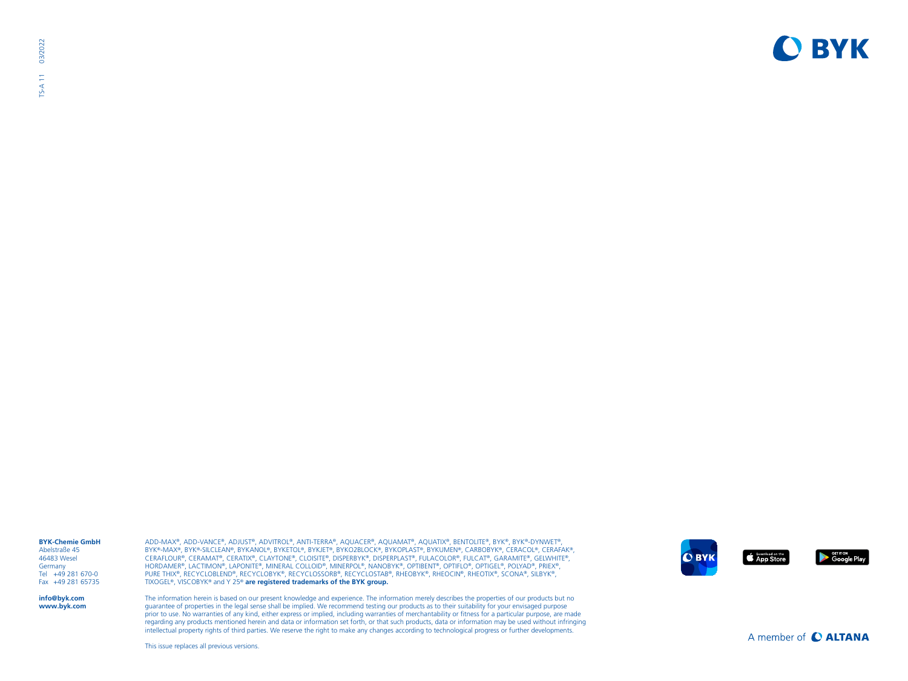TS-A 11 03/2022

**BYK-Chemie GmbH**
Abelstraße 45
46483 Wesel
Germany
Tel +49 281 670-0
Fax +49 281 65735

**info@byk.com**
**www.byk.com**

ADD-MAX®, ADD-VANCE®, ADJUST®, ADVITROL®, ANTI-TERRA®, AQUACER®, AQUAMAT®, AQUATIX®, BENTOLITE®, BYK®, BYK®-DYNWET®, BYK®-MAX®, BYK®-SILCLEAN®, BYKANOL®, BYKETOL®, BYKJET®, BYKO2BLOCK®, BYKOPLAST®, BYKUMEN®, CARBOBYK®, CERACOL®, CERAFAK®, CERAFLOUR®, CERAMAT®, CERATIX®, CLAYTONE®, CLOISITE®, DISPERBYK®, DISPERPLAST®, FULACOLOR®, FULCAT®, GARAMITE®, GELWHITE®, HORDAMER®, LACTIMON®, LAPONITE®, MINERAL COLLOID®, MINERPOL®, NANOBYK®, OPTIBENT®, OPTIFLO®, OPTIGEL®, POLYAD®, PRIEX®, PURE THIX®, RECYCLOBLEND®, RECYCLOBYK®, RECYCLOSSORB®, RECYCLOSTAB®, RHEOBYK®, RHEOCIN®, RHEOTIX®, SCONA®, SILBYK®, TIXOGEL®, VISCOBYK® and Y 25® **are registered trademarks of the BYK group.**

The information herein is based on our present knowledge and experience. The information merely describes the properties of our products but no guarantee of properties in the legal sense shall be implied. We recommend testing our products as to their suitability for your envisaged purpose prior to use. No warranties of any kind, either express or implied, including warranties of merchantability or fitness for a particular purpose, are made regarding any products mentioned herein and data or information set forth, or that such products, data or information may be used without infringing intellectual property rights of third parties. We reserve the right to make any changes according to technological progress or further developments.

This issue replaces all previous versions.

A member of ALTANA